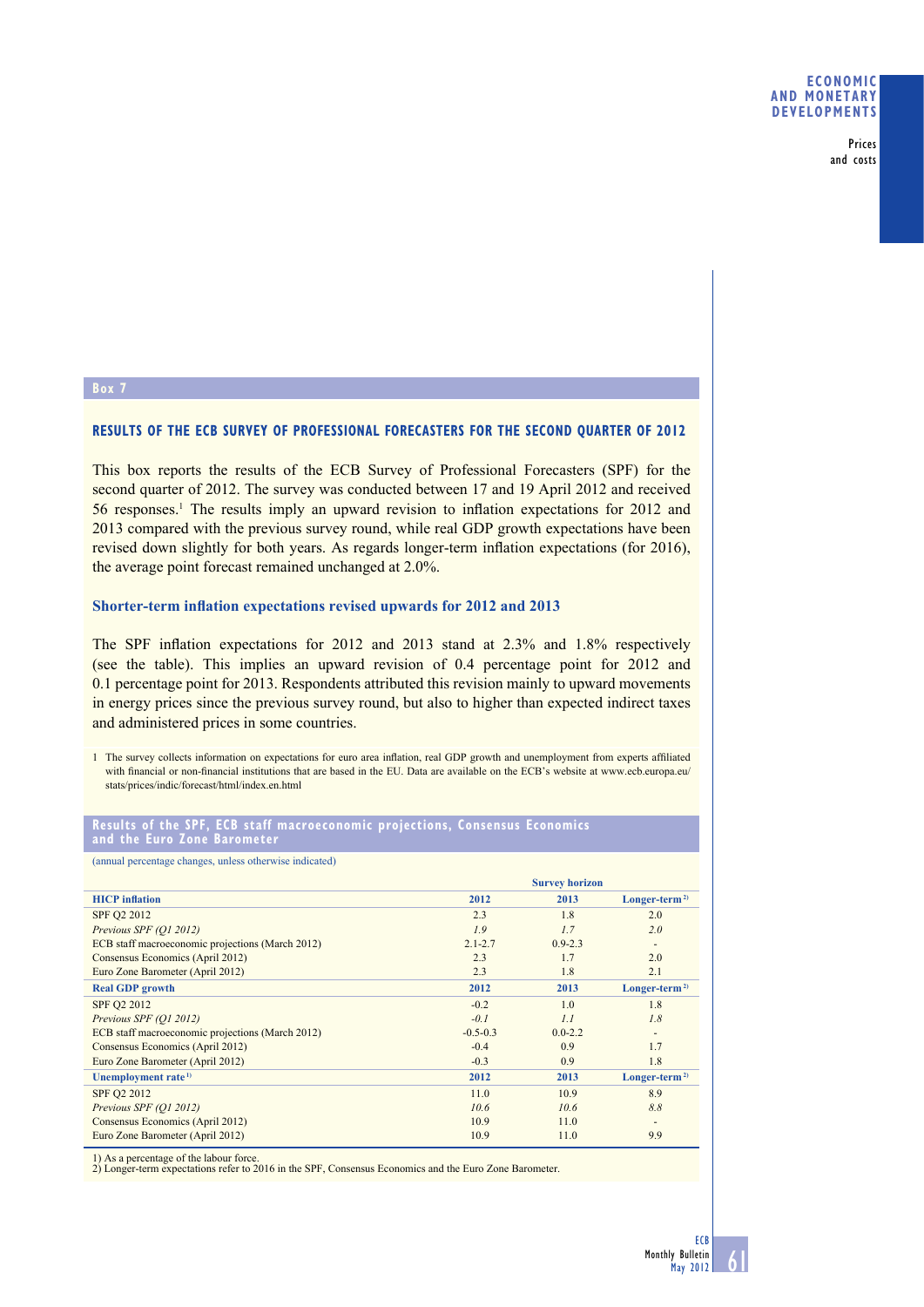## Box 7

### RESULTS OF THE ECB SURVEY OF PROFESSIONAL FORECASTERS FOR THE SECOND QUARTER OF 2012

This box reports the results of the ECB Survey of Professional Forecasters (SPF) for the second quarter of 2012. The survey was conducted between 17 and 19 April 2012 and received 56 responses.[1] The results imply an upward revision to inflation expectations for 2012 and 2013 compared with the previous survey round, while real GDP growth expectations have been revised down slightly for both years. As regards longer-term inflation expectations (for 2016), the average point forecast remained unchanged at 2.0%.

#### Shorter-term inflation expectations revised upwards for 2012 and 2013

The SPF inflation expectations for 2012 and 2013 stand at 2.3% and 1.8% respectively (see the table). This implies an upward revision of 0.4 percentage point for 2012 and 0.1 percentage point for 2013. Respondents attributed this revision mainly to upward movements in energy prices since the previous survey round, but also to higher than expected indirect taxes and administered prices in some countries.

1 The survey collects information on expectations for euro area inflation, real GDP growth and unemployment from experts affiliated with financial or non-financial institutions that are based in the EU. Data are available on the ECB's website at www.ecb.europa.eu/stats/prices/indic/forecast/html/index.en.html

**Results of the SPF, ECB staff macroeconomic projections, Consensus Economics and the Euro Zone Barometer**

(annual percentage changes, unless otherwise indicated)

| | Survey horizon | | |
|---|---|---|---|
| **HICP inflation** | **2012** | **2013** | **Longer-term[2)]** |
| SPF Q2 2012 | 2.3 | 1.8 | 2.0 |
| *Previous SPF (Q1 2012)* | *1.9* | *1.7* | *2.0* |
| ECB staff macroeconomic projections (March 2012) | 2.1-2.7 | 0.9-2.3 | - |
| Consensus Economics (April 2012) | 2.3 | 1.7 | 2.0 |
| Euro Zone Barometer (April 2012) | 2.3 | 1.8 | 2.1 |
| **Real GDP growth** | **2012** | **2013** | **Longer-term[2)]** |
| SPF Q2 2012 | -0.2 | 1.0 | 1.8 |
| *Previous SPF (Q1 2012)* | *-0.1* | *1.1* | *1.8* |
| ECB staff macroeconomic projections (March 2012) | -0.5-0.3 | 0.0-2.2 | - |
| Consensus Economics (April 2012) | -0.4 | 0.9 | 1.7 |
| Euro Zone Barometer (April 2012) | -0.3 | 0.9 | 1.8 |
| **Unemployment rate[1)]** | **2012** | **2013** | **Longer-term[2)]** |
| SPF Q2 2012 | 11.0 | 10.9 | 8.9 |
| *Previous SPF (Q1 2012)* | *10.6* | *10.6* | *8.8* |
| Consensus Economics (April 2012) | 10.9 | 11.0 | - |
| Euro Zone Barometer (April 2012) | 10.9 | 11.0 | 9.9 |

1) As a percentage of the labour force.
2) Longer-term expectations refer to 2016 in the SPF, Consensus Economics and the Euro Zone Barometer.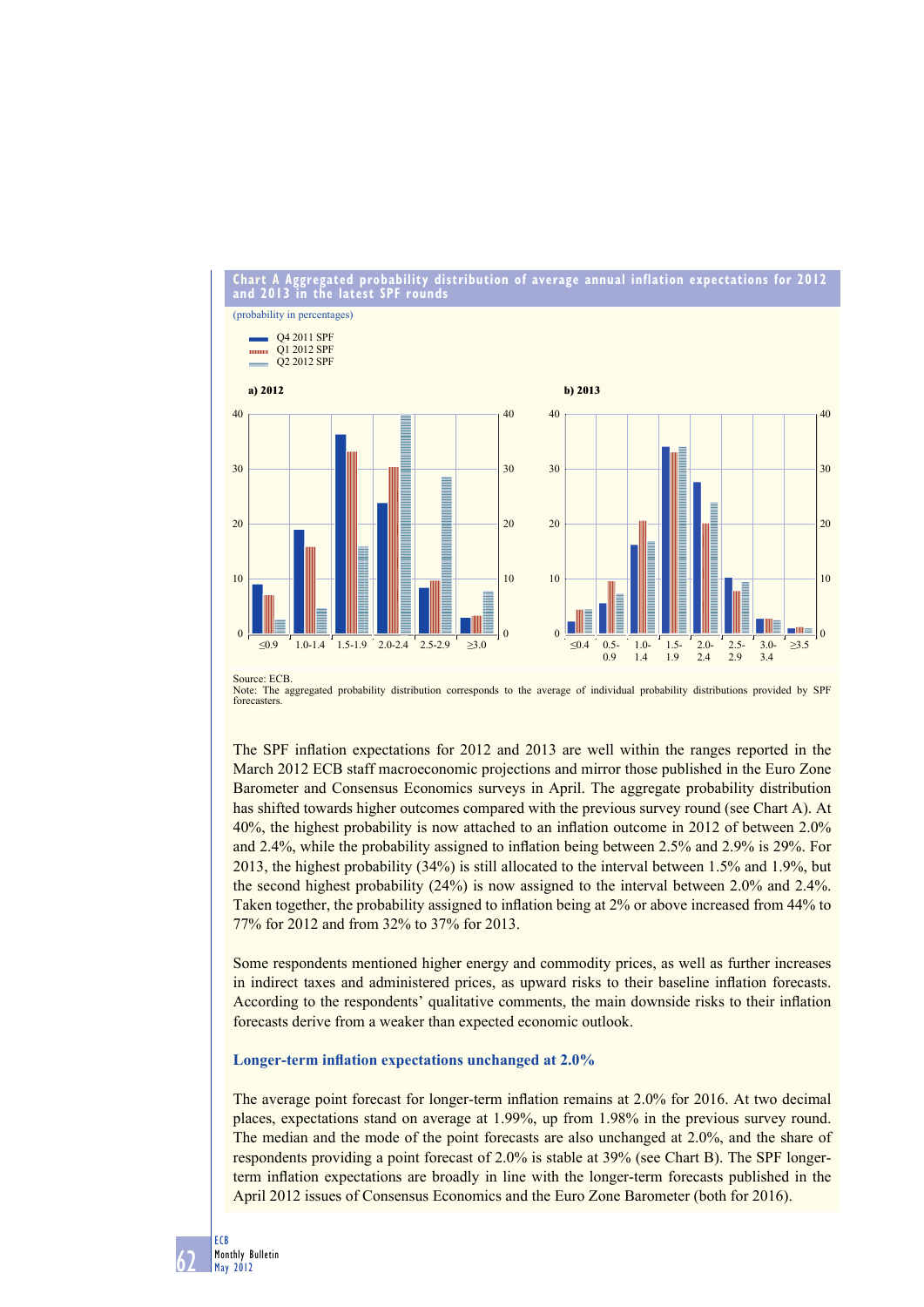**Chart A Aggregated probability distribution of average annual inflation expectations for 2012 and 2013 in the latest SPF rounds**

(probability in percentages)

Q4 2011 SPF
Q1 2012 SPF
Q2 2012 SPF

a) 2012

40
30
20
10
0

≤0.9
1.0-1.4
1.5-1.9
2.0-2.4
2.5-2.9
≥3.0

b) 2013

40
30
20
10
0

≤0.4
0.5-0.9
1.0-1.4
1.5-1.9
2.0-2.4
2.5-2.9
3.0-3.4
≥3.5

Source: ECB.
Note: The aggregated probability distribution corresponds to the average of individual probability distributions provided by SPF forecasters.

The SPF inflation expectations for 2012 and 2013 are well within the ranges reported in the March 2012 ECB staff macroeconomic projections and mirror those published in the Euro Zone Barometer and Consensus Economics surveys in April. The aggregate probability distribution has shifted towards higher outcomes compared with the previous survey round (see Chart A). At 40%, the highest probability is now attached to an inflation outcome in 2012 of between 2.0% and 2.4%, while the probability assigned to inflation being between 2.5% and 2.9% is 29%. For 2013, the highest probability (34%) is still allocated to the interval between 1.5% and 1.9%, but the second highest probability (24%) is now assigned to the interval between 2.0% and 2.4%. Taken together, the probability assigned to inflation being at 2% or above increased from 44% to 77% for 2012 and from 32% to 37% for 2013.

Some respondents mentioned higher energy and commodity prices, as well as further increases in indirect taxes and administered prices, as upward risks to their baseline inflation forecasts. According to the respondents' qualitative comments, the main downside risks to their inflation forecasts derive from a weaker than expected economic outlook.

### Longer-term inflation expectations unchanged at 2.0%

The average point forecast for longer-term inflation remains at 2.0% for 2016. At two decimal places, expectations stand on average at 1.99%, up from 1.98% in the previous survey round. The median and the mode of the point forecasts are also unchanged at 2.0%, and the share of respondents providing a point forecast of 2.0% is stable at 39% (see Chart B). The SPF longer-term inflation expectations are broadly in line with the longer-term forecasts published in the April 2012 issues of Consensus Economics and the Euro Zone Barometer (both for 2016).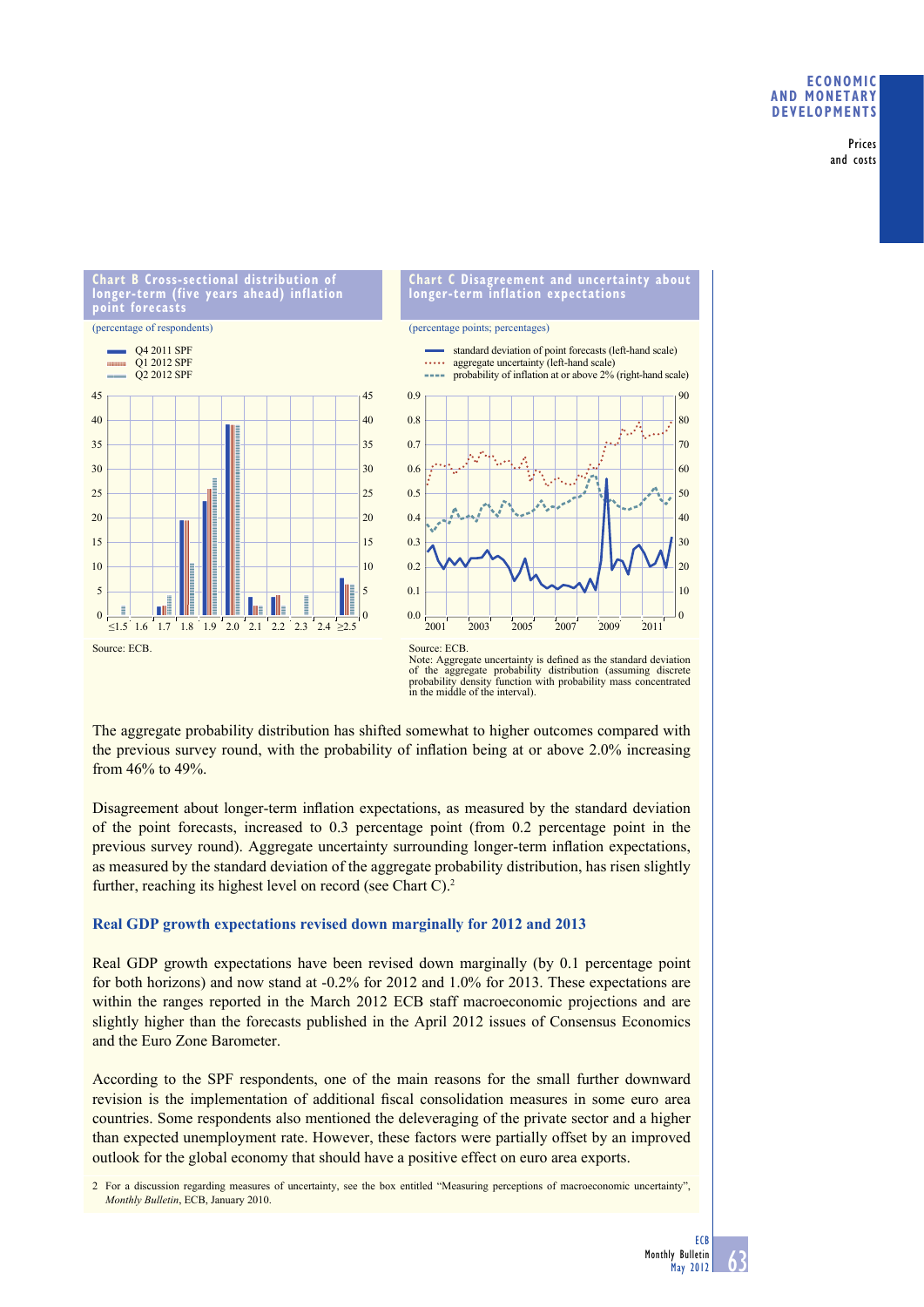**Chart B Cross-sectional distribution of longer-term (five years ahead) inflation point forecasts**

(percentage of respondents)

Q4 2011 SPF
Q1 2012 SPF
Q2 2012 SPF

45 40 35 30 25 20 15 10 5 0

≤1.5 1.6 1.7 1.8 1.9 2.0 2.1 2.2 2.3 2.4 ≥2.5

Source: ECB.

**Chart C Disagreement and uncertainty about longer-term inflation expectations**

(percentage points; percentages)

standard deviation of point forecasts (left-hand scale)
aggregate uncertainty (left-hand scale)
probability of inflation at or above 2% (right-hand scale)

0.9 0.8 0.7 0.6 0.5 0.4 0.3 0.2 0.1 0.0

90 80 70 60 50 40 30 20 10 0

2001 2003 2005 2007 2009 2011

Source: ECB.
Note: Aggregate uncertainty is defined as the standard deviation of the aggregate probability distribution (assuming discrete probability density function with probability mass concentrated in the middle of the interval).

The aggregate probability distribution has shifted somewhat to higher outcomes compared with the previous survey round, with the probability of inflation being at or above 2.0% increasing from 46% to 49%.

Disagreement about longer-term inflation expectations, as measured by the standard deviation of the point forecasts, increased to 0.3 percentage point (from 0.2 percentage point in the previous survey round). Aggregate uncertainty surrounding longer-term inflation expectations, as measured by the standard deviation of the aggregate probability distribution, has risen slightly further, reaching its highest level on record (see Chart C).[2]

### Real GDP growth expectations revised down marginally for 2012 and 2013

Real GDP growth expectations have been revised down marginally (by 0.1 percentage point for both horizons) and now stand at -0.2% for 2012 and 1.0% for 2013. These expectations are within the ranges reported in the March 2012 ECB staff macroeconomic projections and are slightly higher than the forecasts published in the April 2012 issues of Consensus Economics and the Euro Zone Barometer.

According to the SPF respondents, one of the main reasons for the small further downward revision is the implementation of additional fiscal consolidation measures in some euro area countries. Some respondents also mentioned the deleveraging of the private sector and a higher than expected unemployment rate. However, these factors were partially offset by an improved outlook for the global economy that should have a positive effect on euro area exports.

2 For a discussion regarding measures of uncertainty, see the box entitled "Measuring perceptions of macroeconomic uncertainty", *Monthly Bulletin*, ECB, January 2010.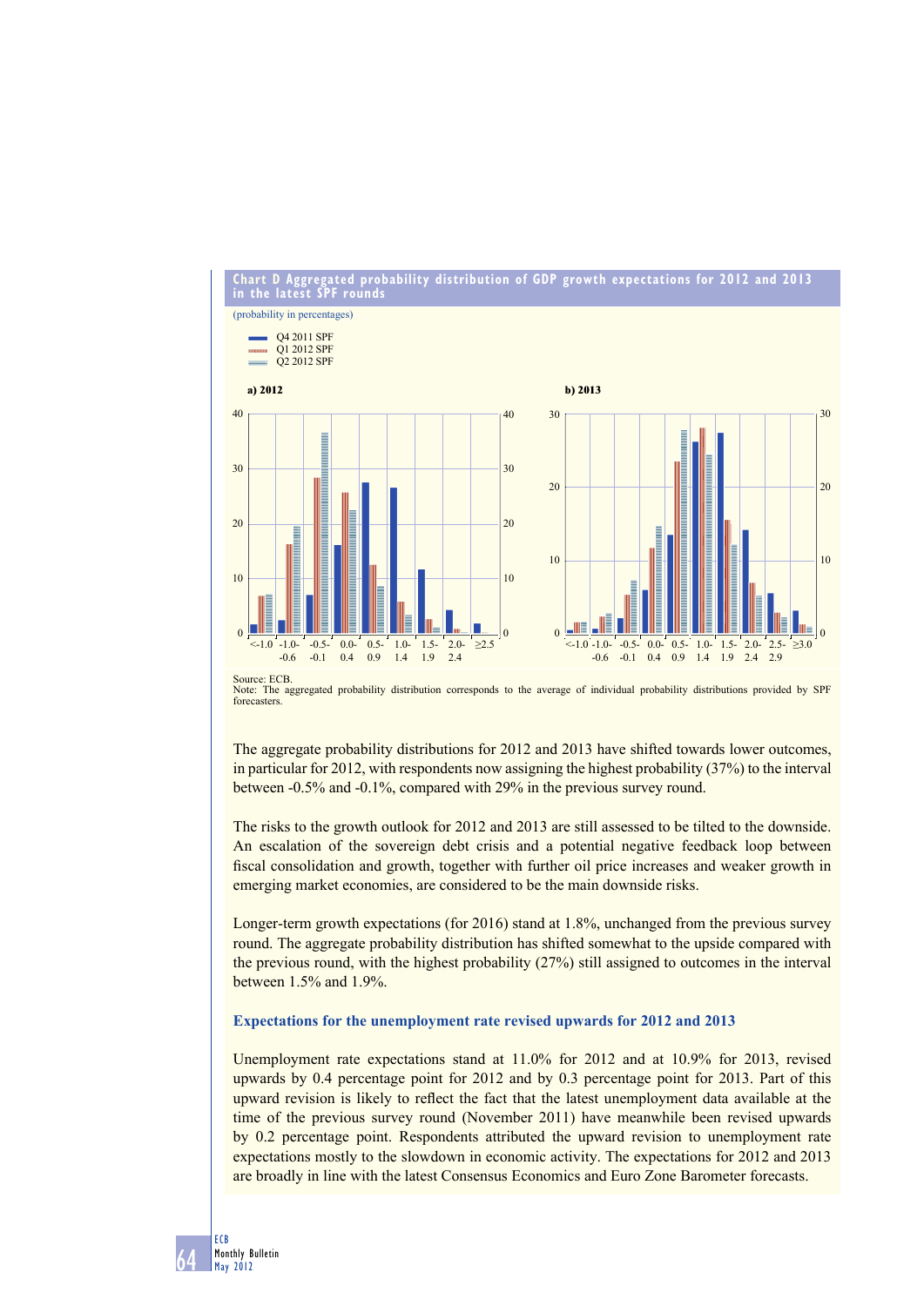**Chart D Aggregated probability distribution of GDP growth expectations for 2012 and 2013 in the latest SPF rounds**

(probability in percentages)

Q4 2011 SPF
Q1 2012 SPF
Q2 2012 SPF

a) 2012

0, 10, 20, 30, 40

<-1.0, -1.0- -0.6, -0.5- -0.1, 0.0- 0.4, 0.5- 0.9, 1.0- 1.4, 1.5- 1.9, 2.0- 2.4, ≥2.5

b) 2013

0, 10, 20, 30

<-1.0, -1.0- -0.6, -0.5- -0.1, 0.0- 0.4, 0.5- 0.9, 1.0- 1.4, 1.5- 1.9, 2.0- 2.4, 2.5- 2.9, ≥3.0

Source: ECB.
Note: The aggregated probability distribution corresponds to the average of individual probability distributions provided by SPF forecasters.

The aggregate probability distributions for 2012 and 2013 have shifted towards lower outcomes, in particular for 2012, with respondents now assigning the highest probability (37%) to the interval between -0.5% and -0.1%, compared with 29% in the previous survey round.

The risks to the growth outlook for 2012 and 2013 are still assessed to be tilted to the downside. An escalation of the sovereign debt crisis and a potential negative feedback loop between fiscal consolidation and growth, together with further oil price increases and weaker growth in emerging market economies, are considered to be the main downside risks.

Longer-term growth expectations (for 2016) stand at 1.8%, unchanged from the previous survey round. The aggregate probability distribution has shifted somewhat to the upside compared with the previous round, with the highest probability (27%) still assigned to outcomes in the interval between 1.5% and 1.9%.

### Expectations for the unemployment rate revised upwards for 2012 and 2013

Unemployment rate expectations stand at 11.0% for 2012 and at 10.9% for 2013, revised upwards by 0.4 percentage point for 2012 and by 0.3 percentage point for 2013. Part of this upward revision is likely to reflect the fact that the latest unemployment data available at the time of the previous survey round (November 2011) have meanwhile been revised upwards by 0.2 percentage point. Respondents attributed the upward revision to unemployment rate expectations mostly to the slowdown in economic activity. The expectations for 2012 and 2013 are broadly in line with the latest Consensus Economics and Euro Zone Barometer forecasts.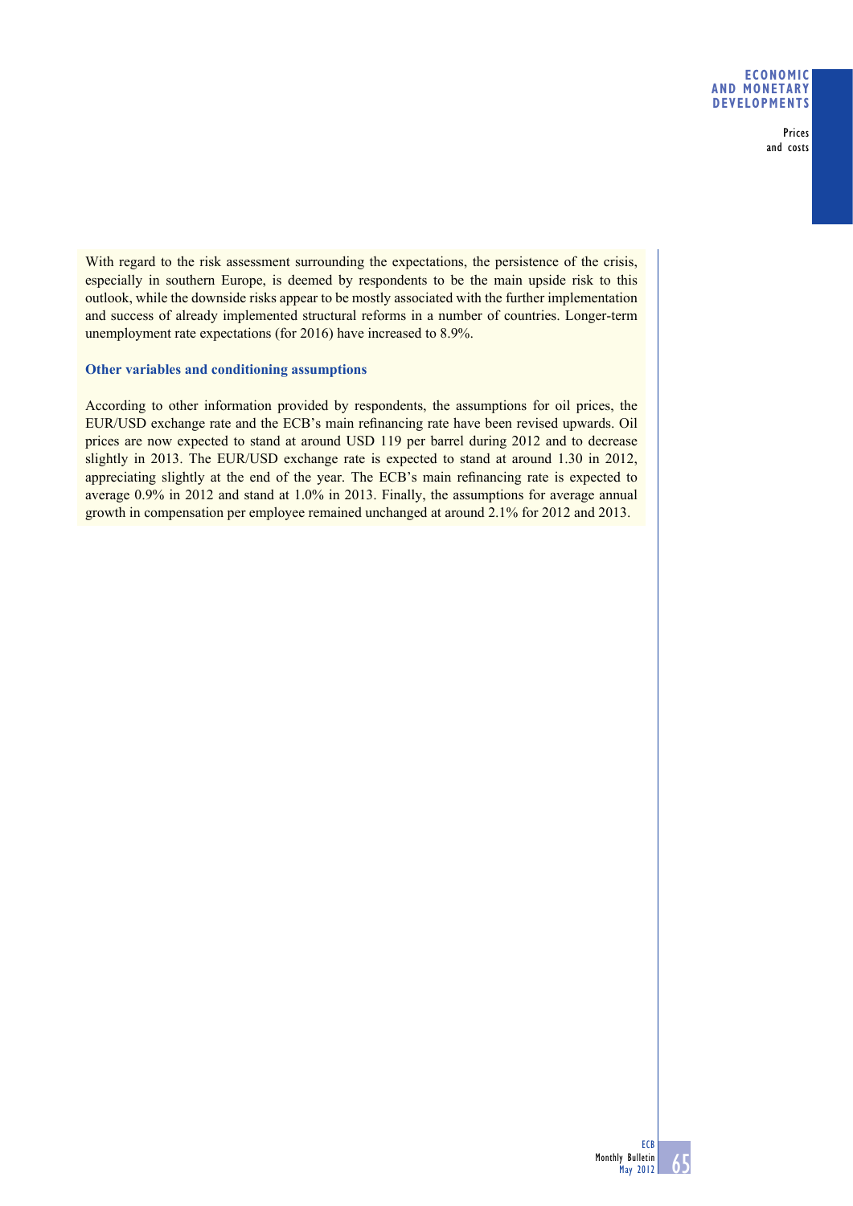With regard to the risk assessment surrounding the expectations, the persistence of the crisis, especially in southern Europe, is deemed by respondents to be the main upside risk to this outlook, while the downside risks appear to be mostly associated with the further implementation and success of already implemented structural reforms in a number of countries. Longer-term unemployment rate expectations (for 2016) have increased to 8.9%.

### Other variables and conditioning assumptions

According to other information provided by respondents, the assumptions for oil prices, the EUR/USD exchange rate and the ECB's main refinancing rate have been revised upwards. Oil prices are now expected to stand at around USD 119 per barrel during 2012 and to decrease slightly in 2013. The EUR/USD exchange rate is expected to stand at around 1.30 in 2012, appreciating slightly at the end of the year. The ECB's main refinancing rate is expected to average 0.9% in 2012 and stand at 1.0% in 2013. Finally, the assumptions for average annual growth in compensation per employee remained unchanged at around 2.1% for 2012 and 2013.